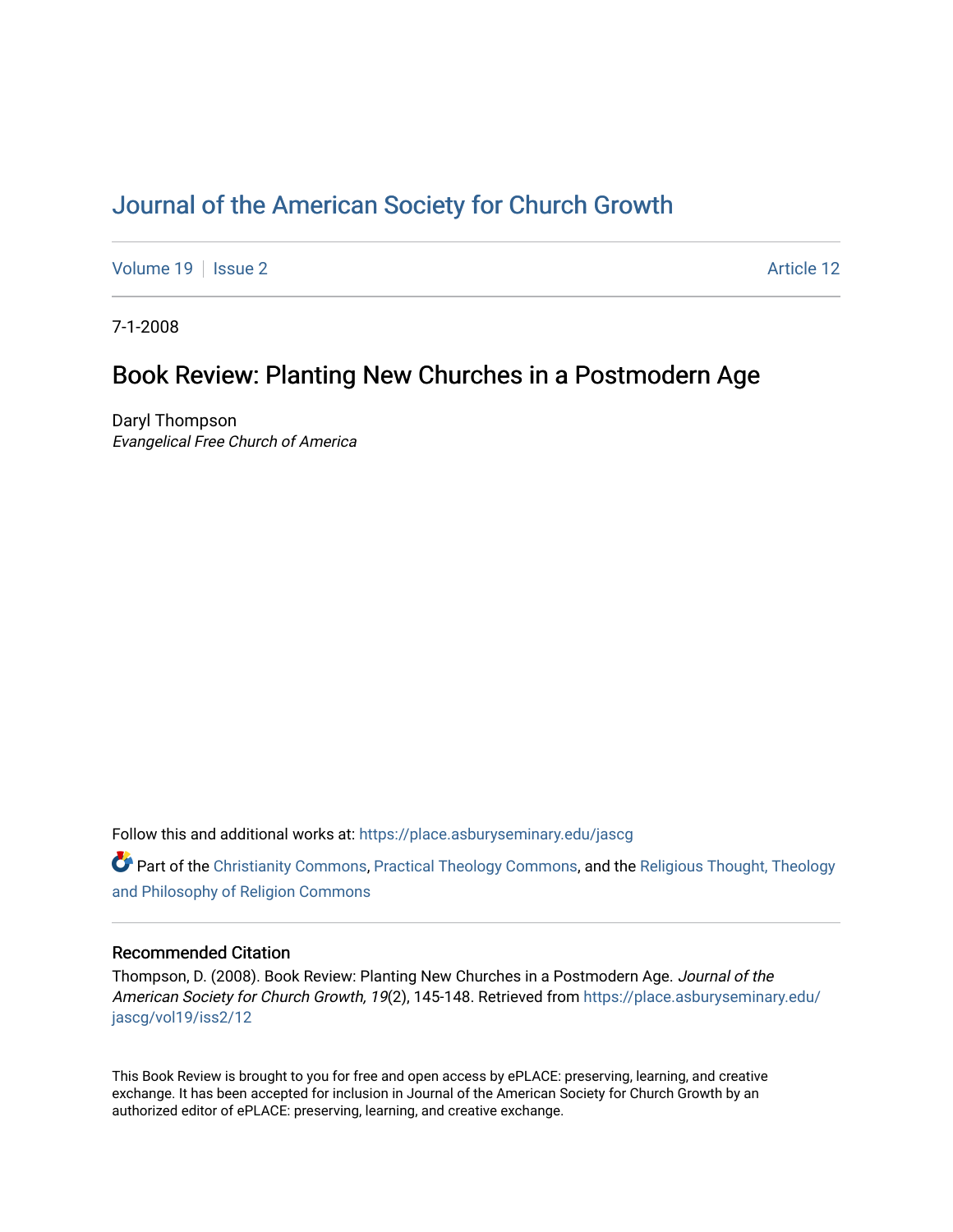# Journal of the American Society for Church Growth

Volume 19 | Issue 2 | Article 12

7-1-2008

## Book Review: Planting New Churches in a Postmodern Age

Daryl Thompson
*Evangelical Free Church of America*

Follow this and additional works at: https://place.asburyseminary.edu/jascg

Part of the Christianity Commons, Practical Theology Commons, and the Religious Thought, Theology and Philosophy of Religion Commons

### Recommended Citation

Thompson, D. (2008). Book Review: Planting New Churches in a Postmodern Age. *Journal of the American Society for Church Growth, 19*(2), 145-148. Retrieved from https://place.asburyseminary.edu/jascg/vol19/iss2/12

This Book Review is brought to you for free and open access by ePLACE: preserving, learning, and creative exchange. It has been accepted for inclusion in Journal of the American Society for Church Growth by an authorized editor of ePLACE: preserving, learning, and creative exchange.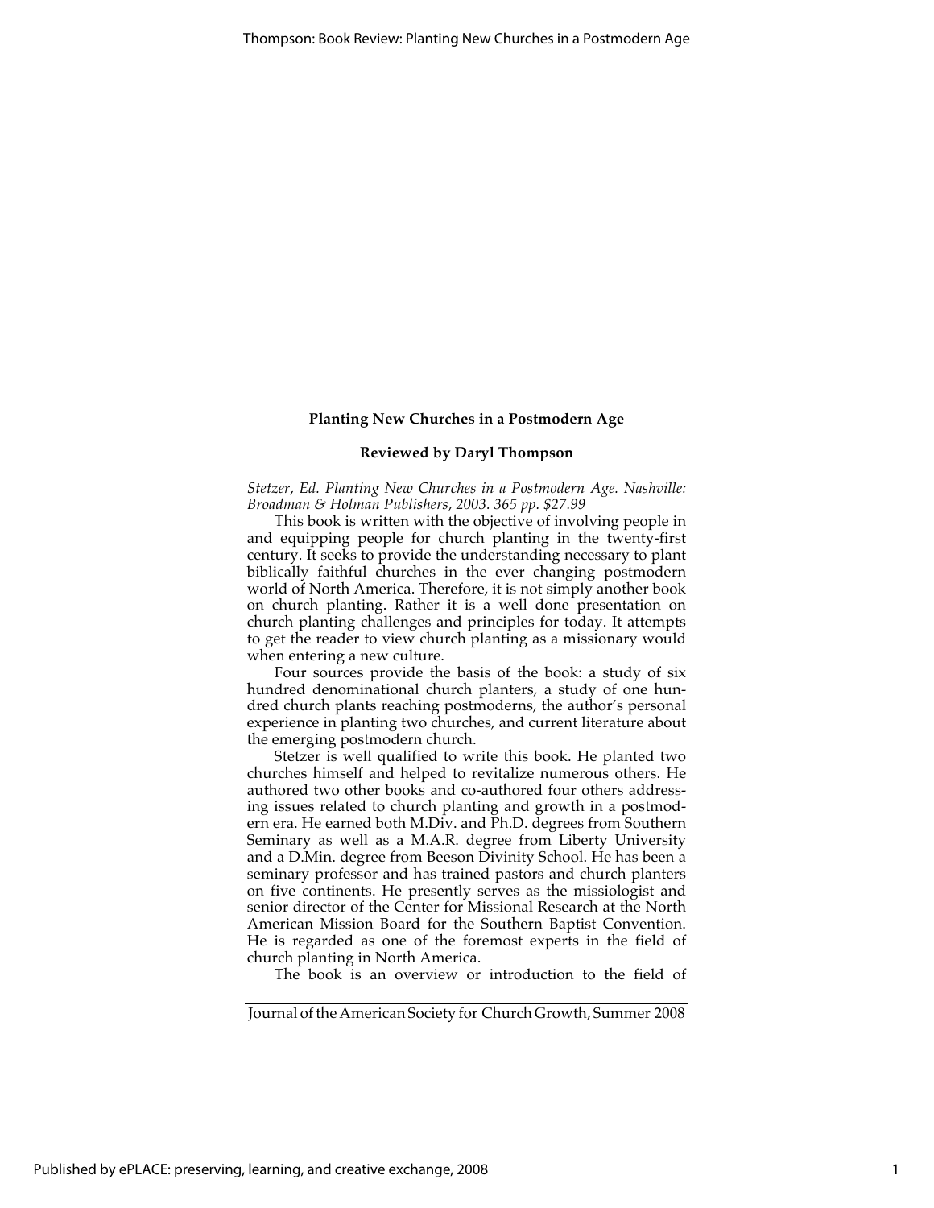## Planting New Churches in a Postmodern Age

### Reviewed by Daryl Thompson

*Stetzer, Ed. Planting New Churches in a Postmodern Age. Nashville: Broadman & Holman Publishers, 2003. 365 pp. $27.99*

This book is written with the objective of involving people in and equipping people for church planting in the twenty-first century. It seeks to provide the understanding necessary to plant biblically faithful churches in the ever changing postmodern world of North America. Therefore, it is not simply another book on church planting. Rather it is a well done presentation on church planting challenges and principles for today. It attempts to get the reader to view church planting as a missionary would when entering a new culture.

Four sources provide the basis of the book: a study of six hundred denominational church planters, a study of one hundred church plants reaching postmoderns, the author's personal experience in planting two churches, and current literature about the emerging postmodern church.

Stetzer is well qualified to write this book. He planted two churches himself and helped to revitalize numerous others. He authored two other books and co-authored four others addressing issues related to church planting and growth in a postmodern era. He earned both M.Div. and Ph.D. degrees from Southern Seminary as well as a M.A.R. degree from Liberty University and a D.Min. degree from Beeson Divinity School. He has been a seminary professor and has trained pastors and church planters on five continents. He presently serves as the missiologist and senior director of the Center for Missional Research at the North American Mission Board for the Southern Baptist Convention. He is regarded as one of the foremost experts in the field of church planting in North America.

The book is an overview or introduction to the field of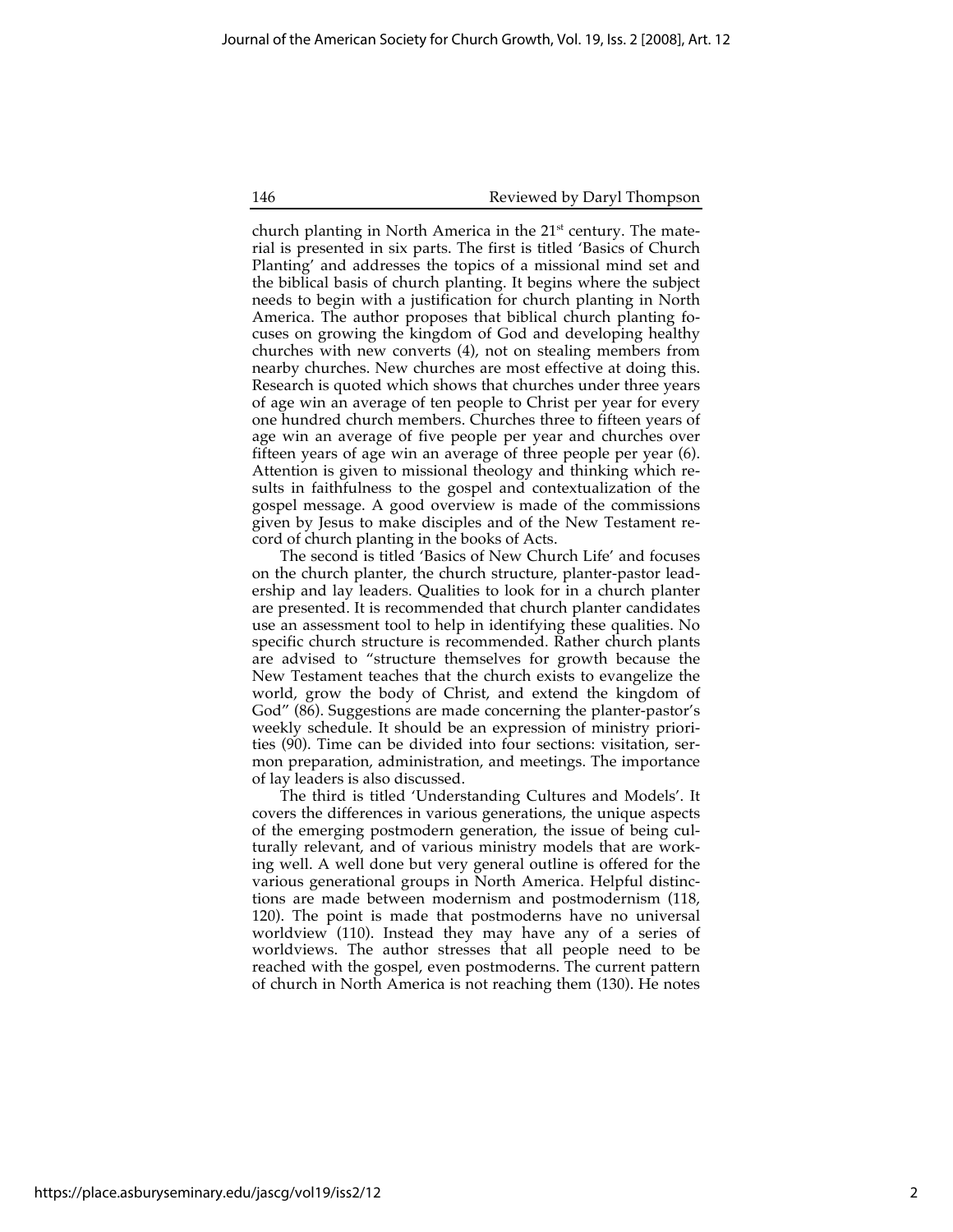church planting in North America in the 21st century. The material is presented in six parts. The first is titled 'Basics of Church Planting' and addresses the topics of a missional mind set and the biblical basis of church planting. It begins where the subject needs to begin with a justification for church planting in North America. The author proposes that biblical church planting focuses on growing the kingdom of God and developing healthy churches with new converts (4), not on stealing members from nearby churches. New churches are most effective at doing this. Research is quoted which shows that churches under three years of age win an average of ten people to Christ per year for every one hundred church members. Churches three to fifteen years of age win an average of five people per year and churches over fifteen years of age win an average of three people per year (6). Attention is given to missional theology and thinking which results in faithfulness to the gospel and contextualization of the gospel message. A good overview is made of the commissions given by Jesus to make disciples and of the New Testament record of church planting in the books of Acts.

The second is titled 'Basics of New Church Life' and focuses on the church planter, the church structure, planter-pastor leadership and lay leaders. Qualities to look for in a church planter are presented. It is recommended that church planter candidates use an assessment tool to help in identifying these qualities. No specific church structure is recommended. Rather church plants are advised to "structure themselves for growth because the New Testament teaches that the church exists to evangelize the world, grow the body of Christ, and extend the kingdom of God" (86). Suggestions are made concerning the planter-pastor's weekly schedule. It should be an expression of ministry priorities (90). Time can be divided into four sections: visitation, sermon preparation, administration, and meetings. The importance of lay leaders is also discussed.

The third is titled 'Understanding Cultures and Models'. It covers the differences in various generations, the unique aspects of the emerging postmodern generation, the issue of being culturally relevant, and of various ministry models that are working well. A well done but very general outline is offered for the various generational groups in North America. Helpful distinctions are made between modernism and postmodernism (118, 120). The point is made that postmoderns have no universal worldview (110). Instead they may have any of a series of worldviews. The author stresses that all people need to be reached with the gospel, even postmoderns. The current pattern of church in North America is not reaching them (130). He notes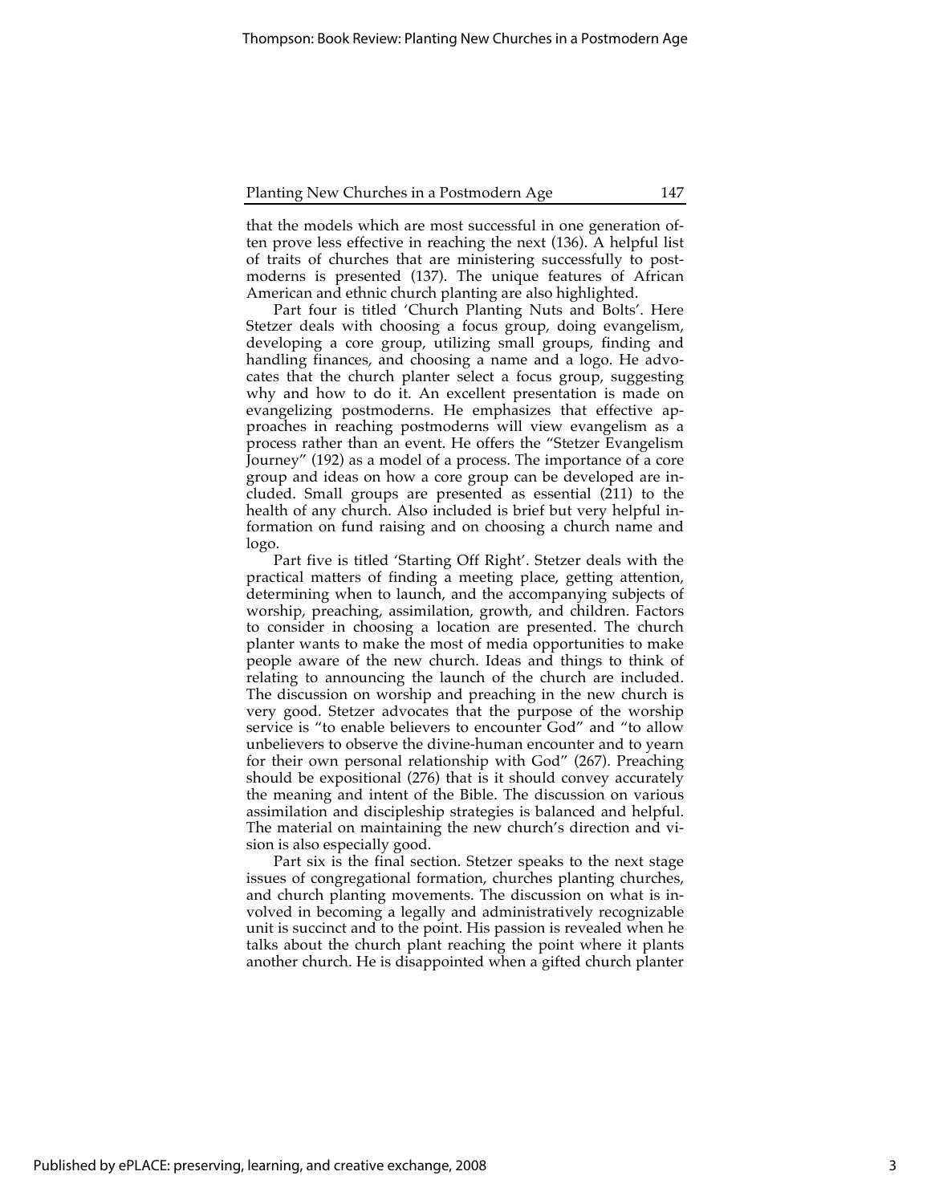that the models which are most successful in one generation often prove less effective in reaching the next (136). A helpful list of traits of churches that are ministering successfully to postmoderns is presented (137). The unique features of African American and ethnic church planting are also highlighted.

Part four is titled 'Church Planting Nuts and Bolts'. Here Stetzer deals with choosing a focus group, doing evangelism, developing a core group, utilizing small groups, finding and handling finances, and choosing a name and a logo. He advocates that the church planter select a focus group, suggesting why and how to do it. An excellent presentation is made on evangelizing postmoderns. He emphasizes that effective approaches in reaching postmoderns will view evangelism as a process rather than an event. He offers the "Stetzer Evangelism Journey" (192) as a model of a process. The importance of a core group and ideas on how a core group can be developed are included. Small groups are presented as essential (211) to the health of any church. Also included is brief but very helpful information on fund raising and on choosing a church name and logo.

Part five is titled 'Starting Off Right'. Stetzer deals with the practical matters of finding a meeting place, getting attention, determining when to launch, and the accompanying subjects of worship, preaching, assimilation, growth, and children. Factors to consider in choosing a location are presented. The church planter wants to make the most of media opportunities to make people aware of the new church. Ideas and things to think of relating to announcing the launch of the church are included. The discussion on worship and preaching in the new church is very good. Stetzer advocates that the purpose of the worship service is "to enable believers to encounter God" and "to allow unbelievers to observe the divine-human encounter and to yearn for their own personal relationship with God" (267). Preaching should be expositional (276) that is it should convey accurately the meaning and intent of the Bible. The discussion on various assimilation and discipleship strategies is balanced and helpful. The material on maintaining the new church's direction and vision is also especially good.

Part six is the final section. Stetzer speaks to the next stage issues of congregational formation, churches planting churches, and church planting movements. The discussion on what is involved in becoming a legally and administratively recognizable unit is succinct and to the point. His passion is revealed when he talks about the church plant reaching the point where it plants another church. He is disappointed when a gifted church planter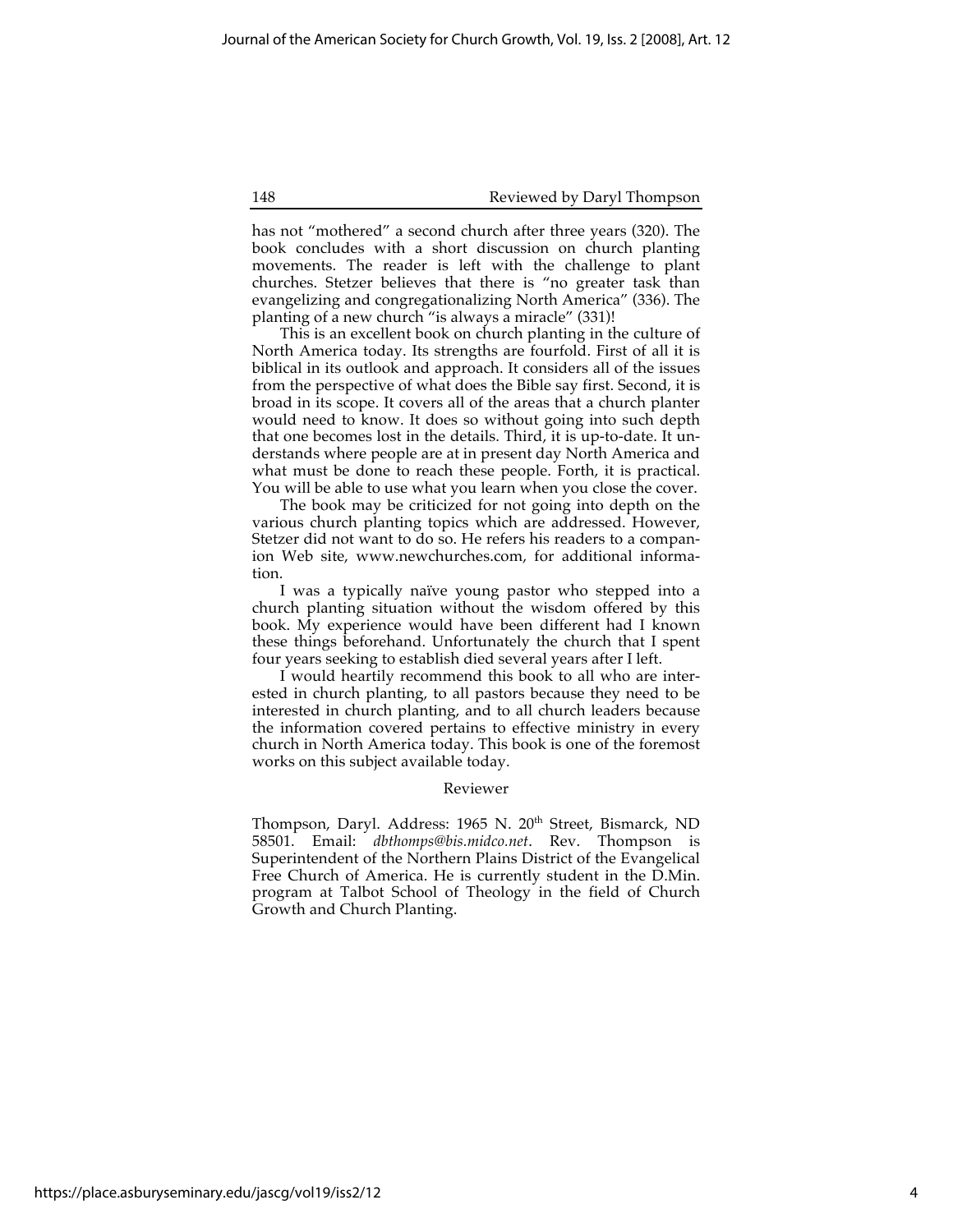has not "mothered" a second church after three years (320). The book concludes with a short discussion on church planting movements. The reader is left with the challenge to plant churches. Stetzer believes that there is "no greater task than evangelizing and congregationalizing North America" (336). The planting of a new church "is always a miracle" (331)!

This is an excellent book on church planting in the culture of North America today. Its strengths are fourfold. First of all it is biblical in its outlook and approach. It considers all of the issues from the perspective of what does the Bible say first. Second, it is broad in its scope. It covers all of the areas that a church planter would need to know. It does so without going into such depth that one becomes lost in the details. Third, it is up-to-date. It understands where people are at in present day North America and what must be done to reach these people. Forth, it is practical. You will be able to use what you learn when you close the cover.

The book may be criticized for not going into depth on the various church planting topics which are addressed. However, Stetzer did not want to do so. He refers his readers to a companion Web site, www.newchurches.com, for additional information.

I was a typically naïve young pastor who stepped into a church planting situation without the wisdom offered by this book. My experience would have been different had I known these things beforehand. Unfortunately the church that I spent four years seeking to establish died several years after I left.

I would heartily recommend this book to all who are interested in church planting, to all pastors because they need to be interested in church planting, and to all church leaders because the information covered pertains to effective ministry in every church in North America today. This book is one of the foremost works on this subject available today.

## Reviewer

Thompson, Daryl. Address: 1965 N. 20th Street, Bismarck, ND 58501. Email: *dbthomps@bis.midco.net*. Rev. Thompson is Superintendent of the Northern Plains District of the Evangelical Free Church of America. He is currently student in the D.Min. program at Talbot School of Theology in the field of Church Growth and Church Planting.